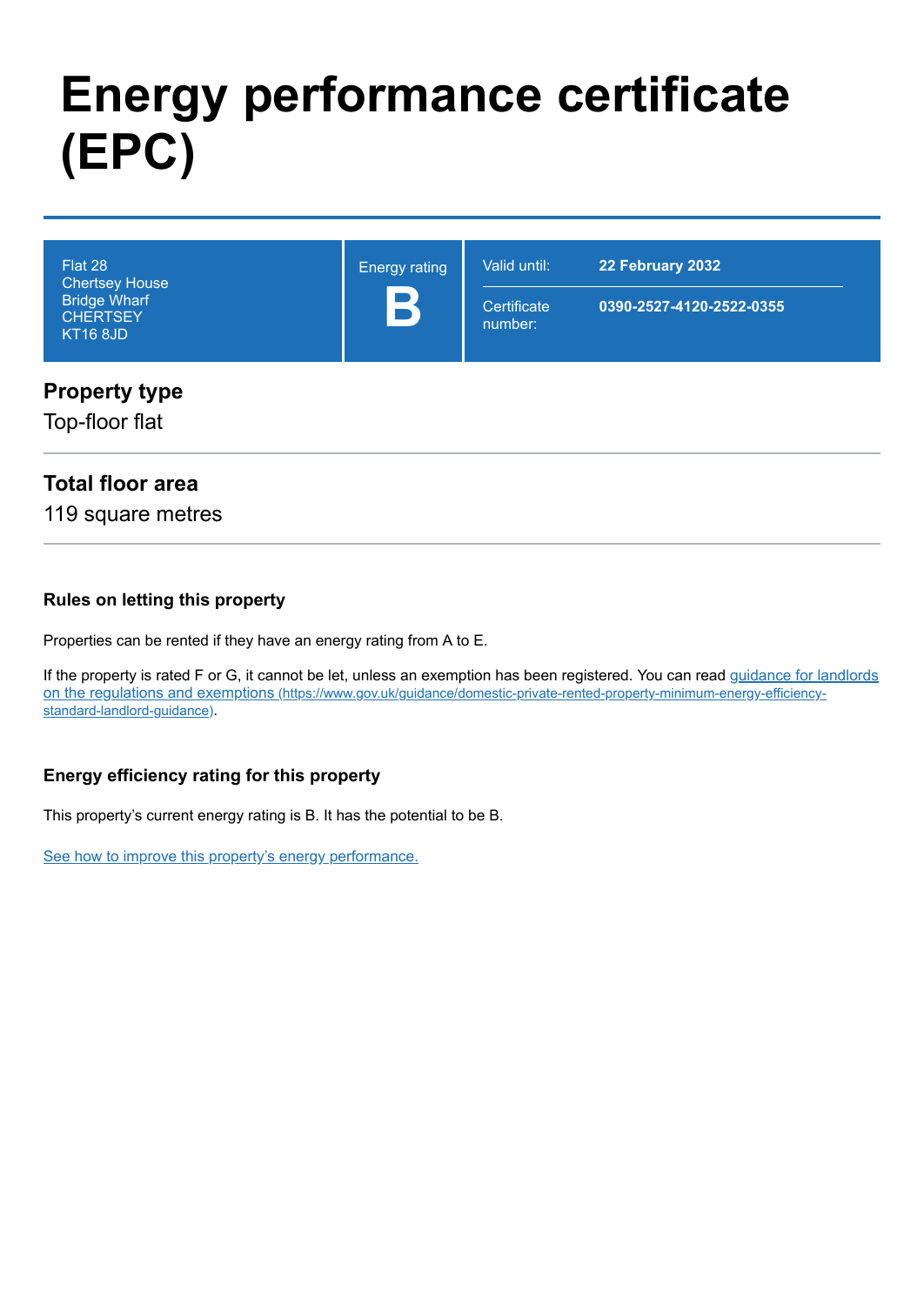# Energy performance certificate (EPC)

| Flat 28<br>Chertsey House<br>Bridge Wharf<br>CHERTSEY<br>KT16 8JD | Energy rating<br>**B** | Valid until: **22 February 2032**<br>Certificate number: **0390-2527-4120-2522-0355** |
|---|---|---|

## Property type

Top-floor flat

## Total floor area

119 square metres

### Rules on letting this property

Properties can be rented if they have an energy rating from A to E.

If the property is rated F or G, it cannot be let, unless an exemption has been registered. You can read [guidance for landlords on the regulations and exemptions](https://www.gov.uk/guidance/domestic-private-rented-property-minimum-energy-efficiency-standard-landlord-guidance) (https://www.gov.uk/guidance/domestic-private-rented-property-minimum-energy-efficiency-standard-landlord-guidance).

### Energy efficiency rating for this property

This property's current energy rating is B. It has the potential to be B.

See how to improve this property's energy performance.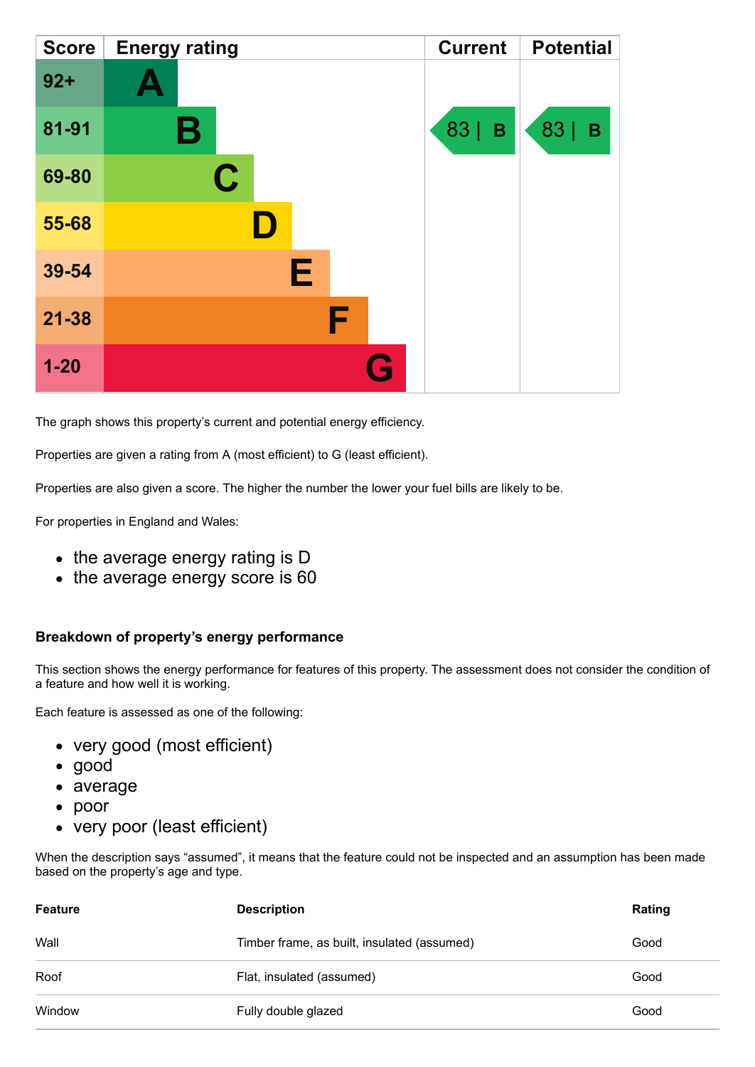| Score | Energy rating | Current | Potential |
|---|---|---|---|
| 92+ | A | | |
| 81-91 | B | 83 \| B | 83 \| B |
| 69-80 | C | | |
| 55-68 | D | | |
| 39-54 | E | | |
| 21-38 | F | | |
| 1-20 | G | | |

The graph shows this property's current and potential energy efficiency.

Properties are given a rating from A (most efficient) to G (least efficient).

Properties are also given a score. The higher the number the lower your fuel bills are likely to be.

For properties in England and Wales:

- the average energy rating is D
- the average energy score is 60

### Breakdown of property's energy performance

This section shows the energy performance for features of this property. The assessment does not consider the condition of a feature and how well it is working.

Each feature is assessed as one of the following:

- very good (most efficient)
- good
- average
- poor
- very poor (least efficient)

When the description says "assumed", it means that the feature could not be inspected and an assumption has been made based on the property's age and type.

| Feature | Description | Rating |
|---|---|---|
| Wall | Timber frame, as built, insulated (assumed) | Good |
| Roof | Flat, insulated (assumed) | Good |
| Window | Fully double glazed | Good |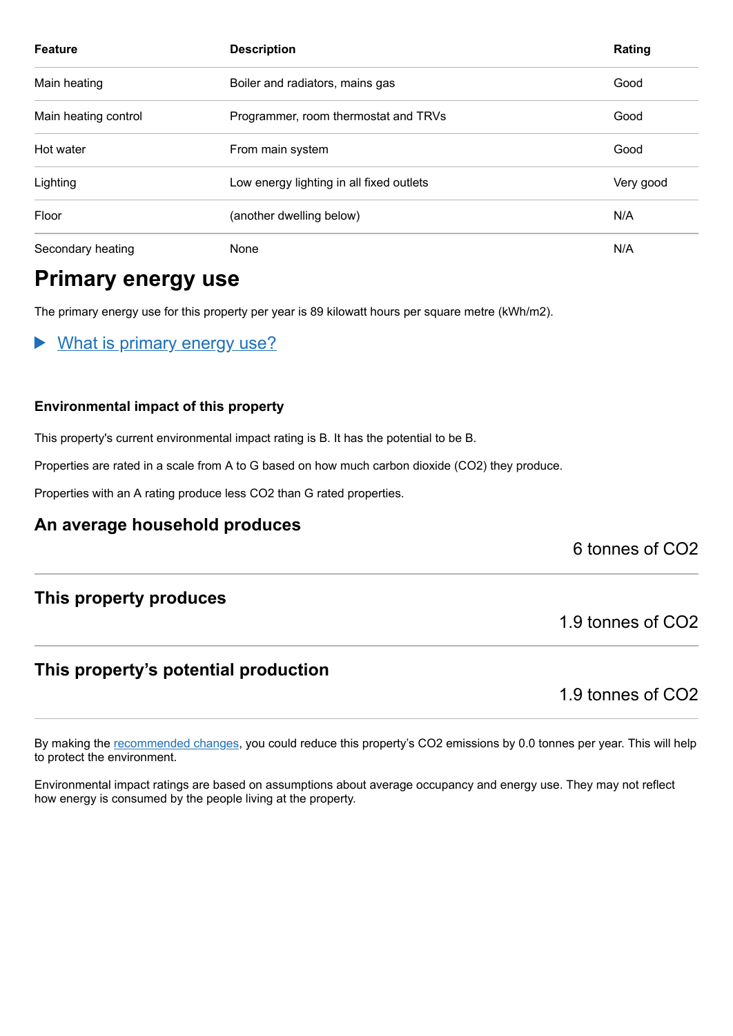| Feature | Description | Rating |
| --- | --- | --- |
| Main heating | Boiler and radiators, mains gas | Good |
| Main heating control | Programmer, room thermostat and TRVs | Good |
| Hot water | From main system | Good |
| Lighting | Low energy lighting in all fixed outlets | Very good |
| Floor | (another dwelling below) | N/A |
| Secondary heating | None | N/A |

## Primary energy use

The primary energy use for this property per year is 89 kilowatt hours per square metre (kWh/m2).

▶ What is primary energy use?

### Environmental impact of this property

This property's current environmental impact rating is B. It has the potential to be B.

Properties are rated in a scale from A to G based on how much carbon dioxide ($CO_2$) they produce.

Properties with an A rating produce less $CO_2$ than G rated properties.

### An average household produces

6 tonnes of $CO_2$

### This property produces

1.9 tonnes of $CO_2$

### This property's potential production

1.9 tonnes of $CO_2$

By making the recommended changes, you could reduce this property's $CO_2$ emissions by 0.0 tonnes per year. This will help to protect the environment.

Environmental impact ratings are based on assumptions about average occupancy and energy use. They may not reflect how energy is consumed by the people living at the property.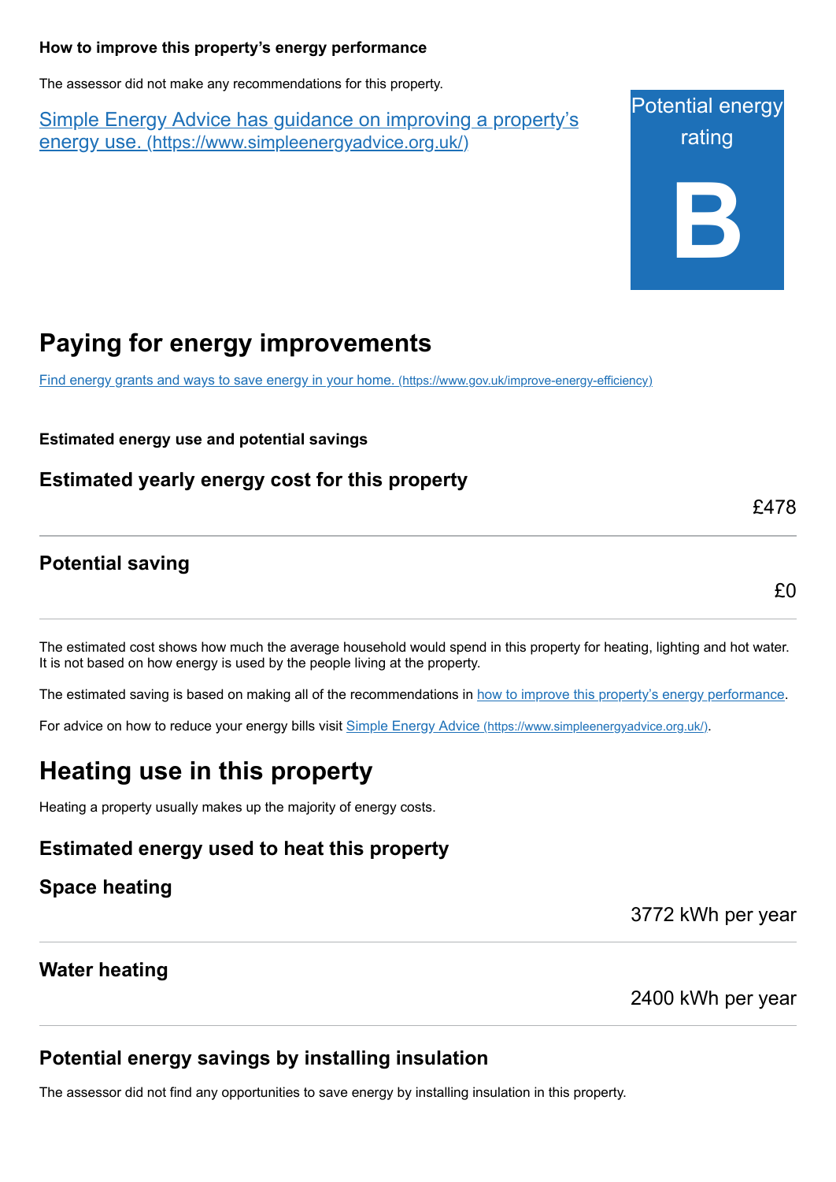### How to improve this property's energy performance

The assessor did not make any recommendations for this property.

[Simple Energy Advice has guidance on improving a property's energy use. (https://www.simpleenergyadvice.org.uk/)](https://www.simpleenergyadvice.org.uk/)

Potential energy rating

**B**

## Paying for energy improvements

[Find energy grants and ways to save energy in your home. (https://www.gov.uk/improve-energy-efficiency)](https://www.gov.uk/improve-energy-efficiency)

#### Estimated energy use and potential savings

### Estimated yearly energy cost for this property

£478

### Potential saving

£0

The estimated cost shows how much the average household would spend in this property for heating, lighting and hot water. It is not based on how energy is used by the people living at the property.

The estimated saving is based on making all of the recommendations in how to improve this property's energy performance.

For advice on how to reduce your energy bills visit [Simple Energy Advice (https://www.simpleenergyadvice.org.uk/)](https://www.simpleenergyadvice.org.uk/).

## Heating use in this property

Heating a property usually makes up the majority of energy costs.

### Estimated energy used to heat this property

### Space heating

3772 kWh per year

### Water heating

2400 kWh per year

### Potential energy savings by installing insulation

The assessor did not find any opportunities to save energy by installing insulation in this property.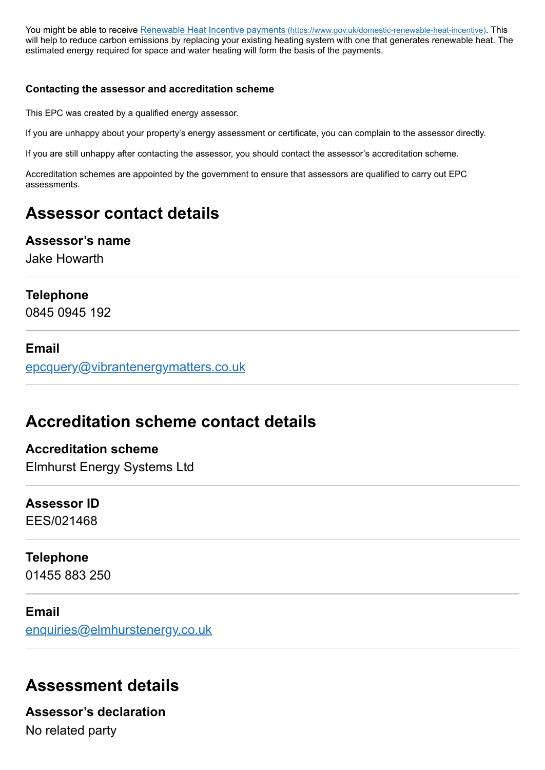You might be able to receive [Renewable Heat Incentive payments (https://www.gov.uk/domestic-renewable-heat-incentive)](https://www.gov.uk/domestic-renewable-heat-incentive). This will help to reduce carbon emissions by replacing your existing heating system with one that generates renewable heat. The estimated energy required for space and water heating will form the basis of the payments.

#### Contacting the assessor and accreditation scheme

This EPC was created by a qualified energy assessor.

If you are unhappy about your property's energy assessment or certificate, you can complain to the assessor directly.

If you are still unhappy after contacting the assessor, you should contact the assessor's accreditation scheme.

Accreditation schemes are appointed by the government to ensure that assessors are qualified to carry out EPC assessments.

## Assessor contact details

### Assessor's name

Jake Howarth

### Telephone

0845 0945 192

### Email

[epcquery@vibrantenergymatters.co.uk](mailto:epcquery@vibrantenergymatters.co.uk)

## Accreditation scheme contact details

### Accreditation scheme

Elmhurst Energy Systems Ltd

### Assessor ID

EES/021468

### Telephone

01455 883 250

### Email

[enquiries@elmhurstenergy.co.uk](mailto:enquiries@elmhurstenergy.co.uk)

## Assessment details

### Assessor's declaration

No related party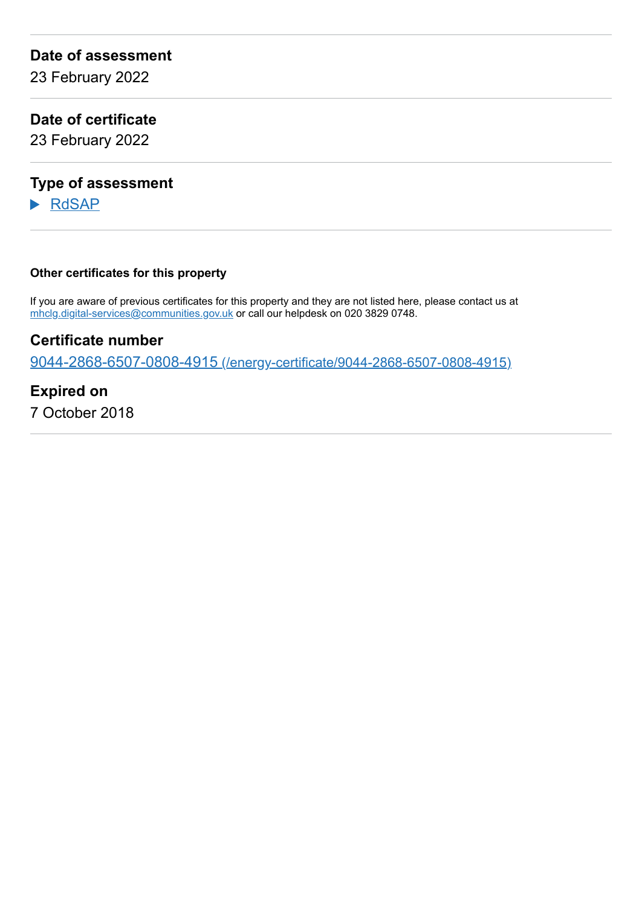**Date of assessment**

23 February 2022

**Date of certificate**

23 February 2022

**Type of assessment**

▶ RdSAP

**Other certificates for this property**

If you are aware of previous certificates for this property and they are not listed here, please contact us at mhclg.digital-services@communities.gov.uk or call our helpdesk on 020 3829 0748.

**Certificate number**

9044-2868-6507-0808-4915 (/energy-certificate/9044-2868-6507-0808-4915)

**Expired on**

7 October 2018